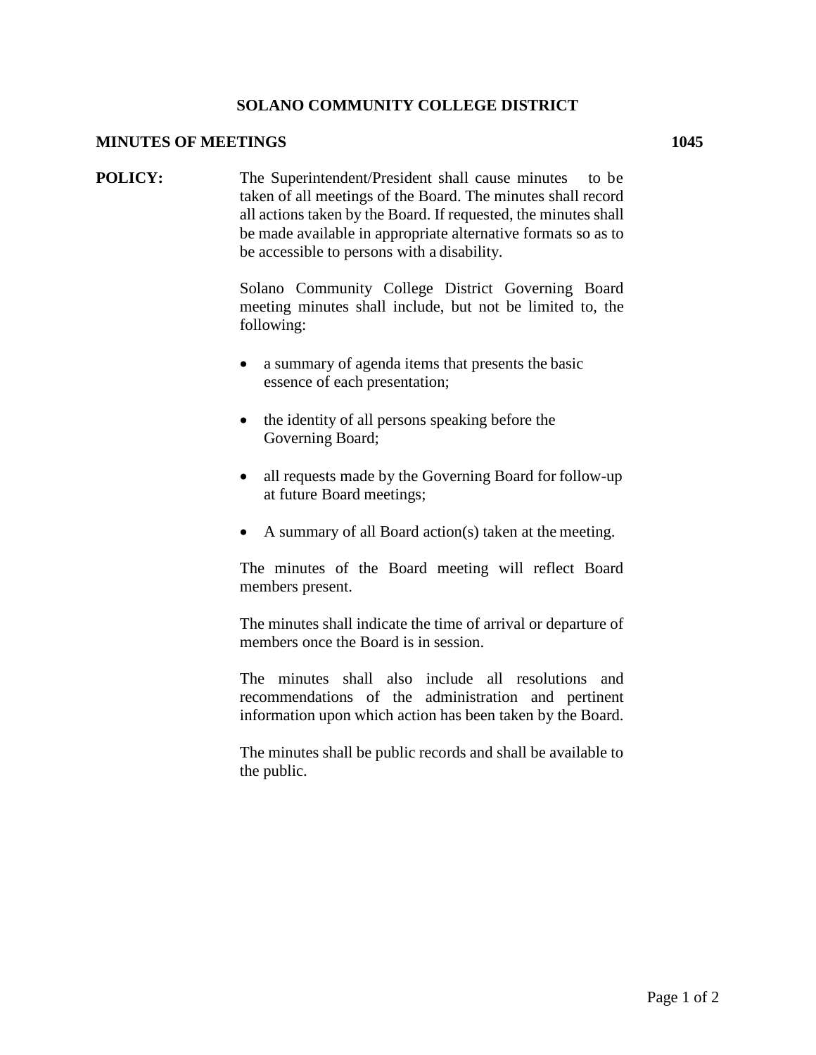# SOLANO COMMUNITY COLLEGE DISTRICT

## MINUTES OF MEETINGS 1045

**POLICY:** The Superintendent/President shall cause minutes to be taken of all meetings of the Board. The minutes shall record all actions taken by the Board. If requested, the minutes shall be made available in appropriate alternative formats so as to be accessible to persons with a disability.

Solano Community College District Governing Board meeting minutes shall include, but not be limited to, the following:

- a summary of agenda items that presents the basic essence of each presentation;
- the identity of all persons speaking before the Governing Board;
- all requests made by the Governing Board for follow-up at future Board meetings;
- A summary of all Board action(s) taken at the meeting.

The minutes of the Board meeting will reflect Board members present.

The minutes shall indicate the time of arrival or departure of members once the Board is in session.

The minutes shall also include all resolutions and recommendations of the administration and pertinent information upon which action has been taken by the Board.

The minutes shall be public records and shall be available to the public.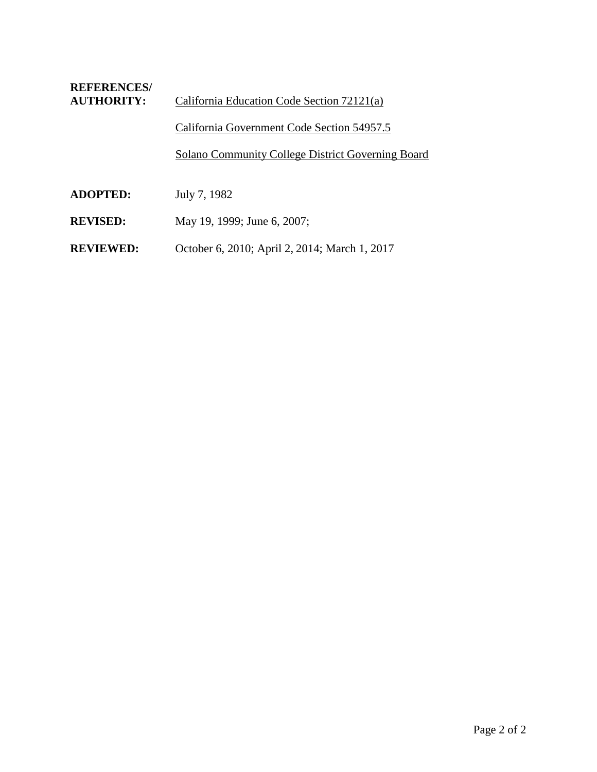**REFERENCES/**
**AUTHORITY:** California Education Code Section 72121(a)

California Government Code Section 54957.5

Solano Community College District Governing Board

**ADOPTED:** July 7, 1982

**REVISED:** May 19, 1999; June 6, 2007;

**REVIEWED:** October 6, 2010; April 2, 2014; March 1, 2017